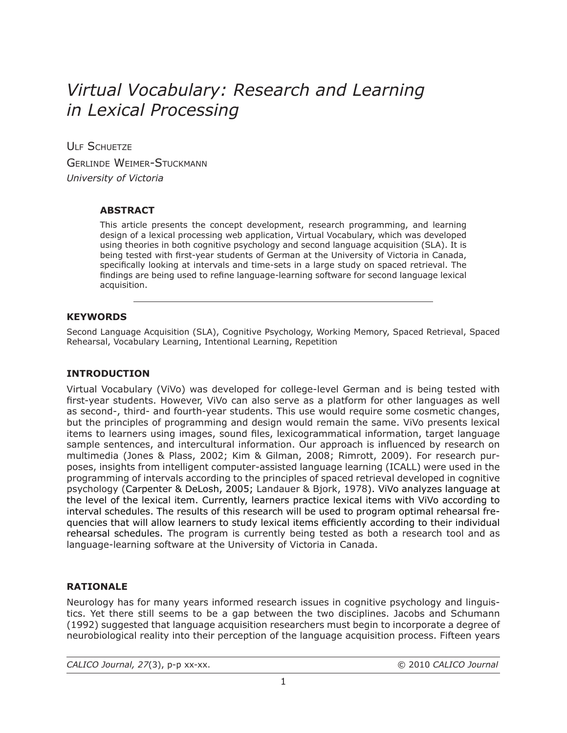# *Virtual Vocabulary: Research and Learning in Lexical Processing*

Ulf Schuetze

Gerlinde Weimer-Stuckmann

*University of Victoria*

## ABSTRACT

This article presents the concept development, research programming, and learning design of a lexical processing web application, Virtual Vocabulary, which was developed using theories in both cognitive psychology and second language acquisition (SLA). It is being tested with first-year students of German at the University of Victoria in Canada, specifically looking at intervals and time-sets in a large study on spaced retrieval. The findings are being used to refine language-learning software for second language lexical acquisition.

## KEYWORDS

Second Language Acquisition (SLA), Cognitive Psychology, Working Memory, Spaced Retrieval, Spaced Rehearsal, Vocabulary Learning, Intentional Learning, Repetition

## INTRODUCTION

Virtual Vocabulary (ViVo) was developed for college-level German and is being tested with first-year students. However, ViVo can also serve as a platform for other languages as well as second-, third- and fourth-year students. This use would require some cosmetic changes, but the principles of programming and design would remain the same. ViVo presents lexical items to learners using images, sound files, lexicogrammatical information, target language sample sentences, and intercultural information. Our approach is influenced by research on multimedia (Jones & Plass, 2002; Kim & Gilman, 2008; Rimrott, 2009). For research purposes, insights from intelligent computer-assisted language learning (ICALL) were used in the programming of intervals according to the principles of spaced retrieval developed in cognitive psychology (Carpenter & DeLosh, 2005; Landauer & Bjork, 1978). ViVo analyzes language at the level of the lexical item. Currently, learners practice lexical items with ViVo according to interval schedules. The results of this research will be used to program optimal rehearsal frequencies that will allow learners to study lexical items efficiently according to their individual rehearsal schedules. The program is currently being tested as both a research tool and as language-learning software at the University of Victoria in Canada.

## RATIONALE

Neurology has for many years informed research issues in cognitive psychology and linguistics. Yet there still seems to be a gap between the two disciplines. Jacobs and Schumann (1992) suggested that language acquisition researchers must begin to incorporate a degree of neurobiological reality into their perception of the language acquisition process. Fifteen years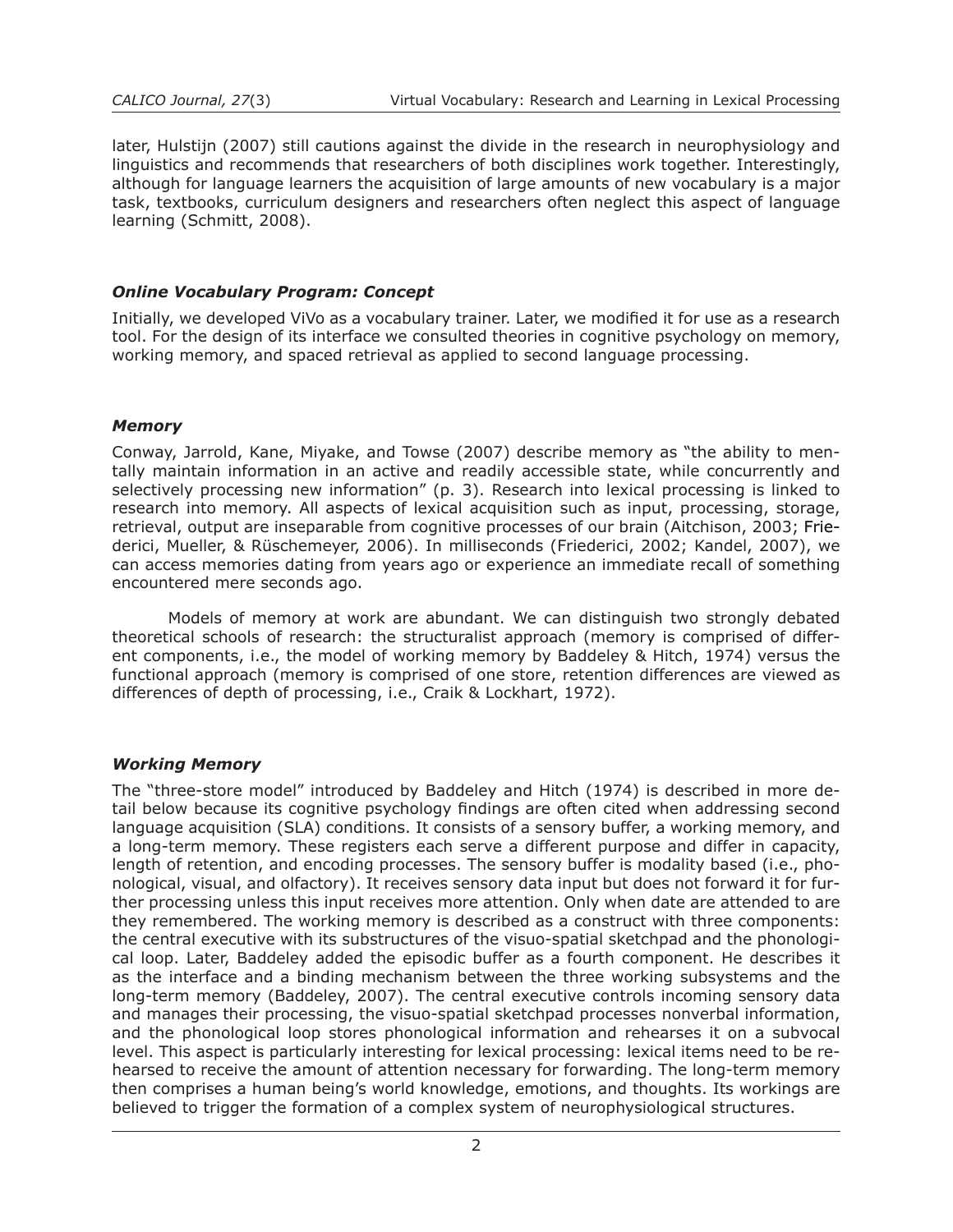later, Hulstijn (2007) still cautions against the divide in the research in neurophysiology and linguistics and recommends that researchers of both disciplines work together. Interestingly, although for language learners the acquisition of large amounts of new vocabulary is a major task, textbooks, curriculum designers and researchers often neglect this aspect of language learning (Schmitt, 2008).

### *Online Vocabulary Program: Concept*

Initially, we developed ViVo as a vocabulary trainer. Later, we modified it for use as a research tool. For the design of its interface we consulted theories in cognitive psychology on memory, working memory, and spaced retrieval as applied to second language processing.

### *Memory*

Conway, Jarrold, Kane, Miyake, and Towse (2007) describe memory as "the ability to mentally maintain information in an active and readily accessible state, while concurrently and selectively processing new information" (p. 3). Research into lexical processing is linked to research into memory. All aspects of lexical acquisition such as input, processing, storage, retrieval, output are inseparable from cognitive processes of our brain (Aitchison, 2003; Friederici, Mueller, & Rüschemeyer, 2006). In milliseconds (Friederici, 2002; Kandel, 2007), we can access memories dating from years ago or experience an immediate recall of something encountered mere seconds ago.

Models of memory at work are abundant. We can distinguish two strongly debated theoretical schools of research: the structuralist approach (memory is comprised of different components, i.e., the model of working memory by Baddeley & Hitch, 1974) versus the functional approach (memory is comprised of one store, retention differences are viewed as differences of depth of processing, i.e., Craik & Lockhart, 1972).

### *Working Memory*

The "three-store model" introduced by Baddeley and Hitch (1974) is described in more detail below because its cognitive psychology findings are often cited when addressing second language acquisition (SLA) conditions. It consists of a sensory buffer, a working memory, and a long-term memory. These registers each serve a different purpose and differ in capacity, length of retention, and encoding processes. The sensory buffer is modality based (i.e., phonological, visual, and olfactory). It receives sensory data input but does not forward it for further processing unless this input receives more attention. Only when date are attended to are they remembered. The working memory is described as a construct with three components: the central executive with its substructures of the visuo-spatial sketchpad and the phonological loop. Later, Baddeley added the episodic buffer as a fourth component. He describes it as the interface and a binding mechanism between the three working subsystems and the long-term memory (Baddeley, 2007). The central executive controls incoming sensory data and manages their processing, the visuo-spatial sketchpad processes nonverbal information, and the phonological loop stores phonological information and rehearses it on a subvocal level. This aspect is particularly interesting for lexical processing: lexical items need to be rehearsed to receive the amount of attention necessary for forwarding. The long-term memory then comprises a human being's world knowledge, emotions, and thoughts. Its workings are believed to trigger the formation of a complex system of neurophysiological structures.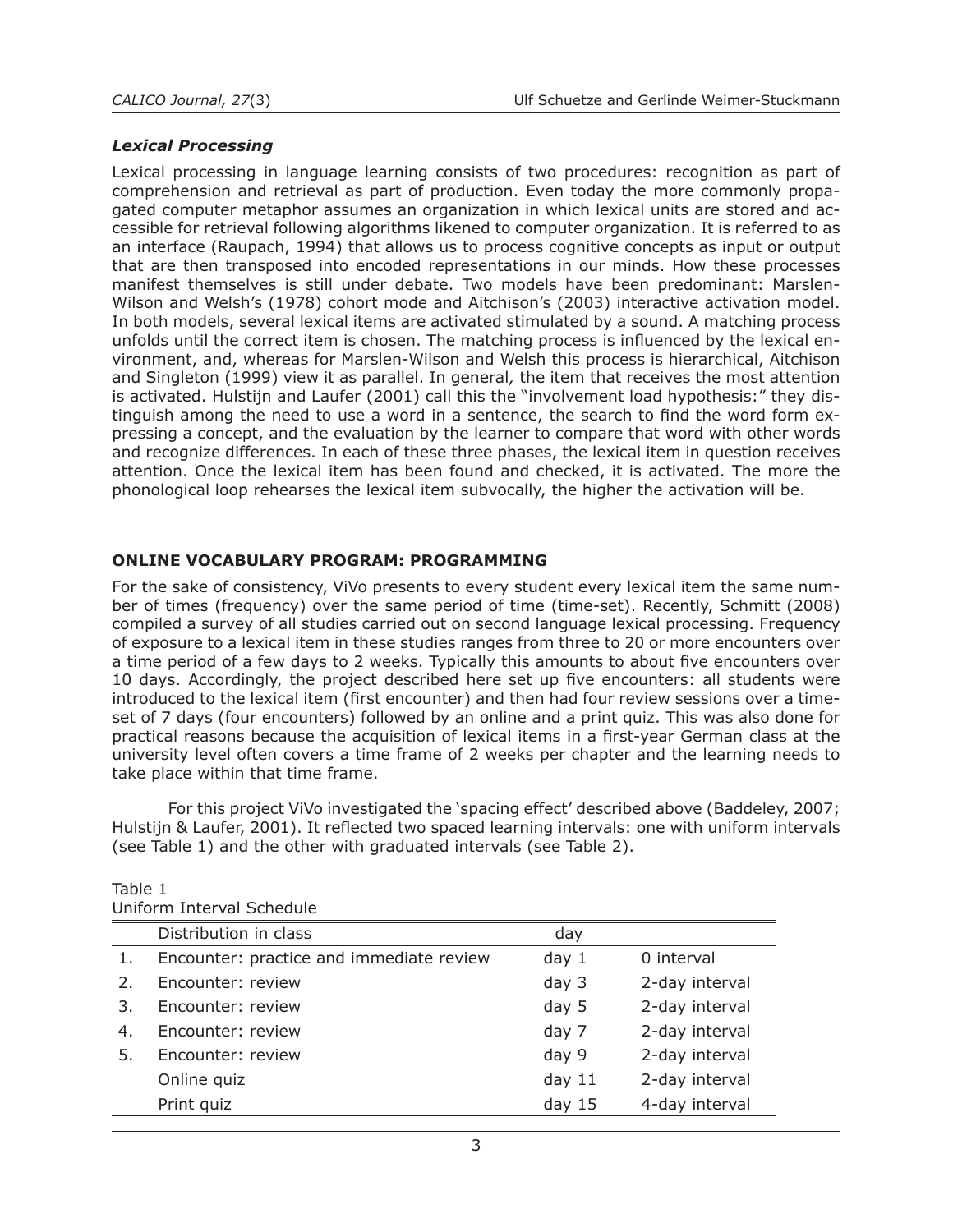### *Lexical Processing*

Lexical processing in language learning consists of two procedures: recognition as part of comprehension and retrieval as part of production. Even today the more commonly propagated computer metaphor assumes an organization in which lexical units are stored and accessible for retrieval following algorithms likened to computer organization. It is referred to as an interface (Raupach, 1994) that allows us to process cognitive concepts as input or output that are then transposed into encoded representations in our minds. How these processes manifest themselves is still under debate. Two models have been predominant: Marslen-Wilson and Welsh's (1978) cohort mode and Aitchison's (2003) interactive activation model. In both models, several lexical items are activated stimulated by a sound. A matching process unfolds until the correct item is chosen. The matching process is influenced by the lexical environment, and, whereas for Marslen-Wilson and Welsh this process is hierarchical, Aitchison and Singleton (1999) view it as parallel. In general*,* the item that receives the most attention is activated. Hulstijn and Laufer (2001) call this the "involvement load hypothesis:" they distinguish among the need to use a word in a sentence, the search to find the word form expressing a concept, and the evaluation by the learner to compare that word with other words and recognize differences. In each of these three phases, the lexical item in question receives attention. Once the lexical item has been found and checked, it is activated. The more the phonological loop rehearses the lexical item subvocally, the higher the activation will be.

## ONLINE VOCABULARY PROGRAM: PROGRAMMING

For the sake of consistency, ViVo presents to every student every lexical item the same number of times (frequency) over the same period of time (time-set). Recently, Schmitt (2008) compiled a survey of all studies carried out on second language lexical processing. Frequency of exposure to a lexical item in these studies ranges from three to 20 or more encounters over a time period of a few days to 2 weeks. Typically this amounts to about five encounters over 10 days. Accordingly, the project described here set up five encounters: all students were introduced to the lexical item (first encounter) and then had four review sessions over a time-set of 7 days (four encounters) followed by an online and a print quiz. This was also done for practical reasons because the acquisition of lexical items in a first-year German class at the university level often covers a time frame of 2 weeks per chapter and the learning needs to take place within that time frame.

For this project ViVo investigated the 'spacing effect' described above (Baddeley, 2007; Hulstijn & Laufer, 2001). It reflected two spaced learning intervals: one with uniform intervals (see Table 1) and the other with graduated intervals (see Table 2).

Table 1
Uniform Interval Schedule

| | Distribution in class | day | |
|---|---|---|---|
| 1. | Encounter: practice and immediate review | day 1 | 0 interval |
| 2. | Encounter: review | day 3 | 2-day interval |
| 3. | Encounter: review | day 5 | 2-day interval |
| 4. | Encounter: review | day 7 | 2-day interval |
| 5. | Encounter: review | day 9 | 2-day interval |
| | Online quiz | day 11 | 2-day interval |
| | Print quiz | day 15 | 4-day interval |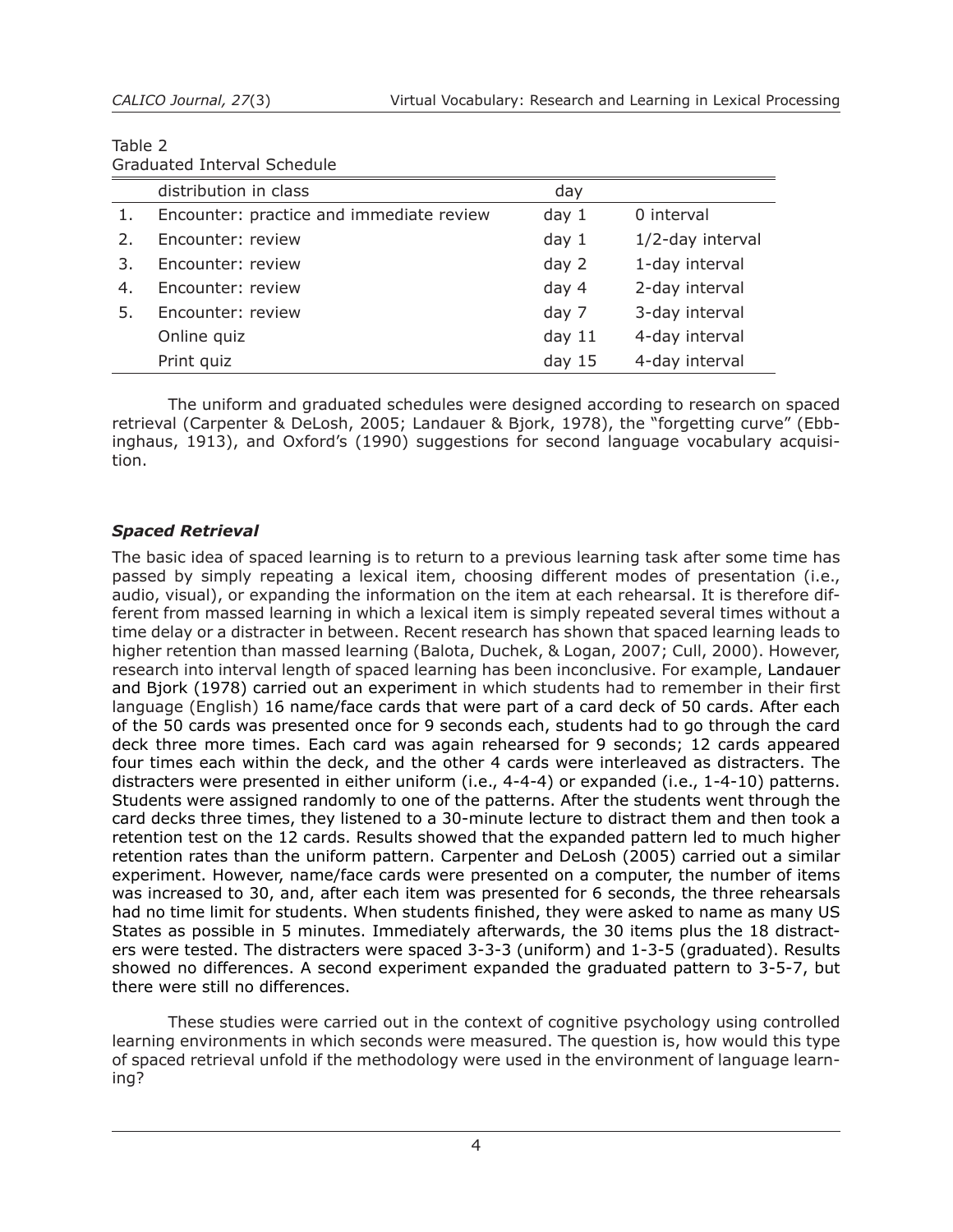Table 2
Graduated Interval Schedule

| | distribution in class | day | |
|---|---|---|---|
| 1. | Encounter: practice and immediate review | day 1 | 0 interval |
| 2. | Encounter: review | day 1 | 1/2-day interval |
| 3. | Encounter: review | day 2 | 1-day interval |
| 4. | Encounter: review | day 4 | 2-day interval |
| 5. | Encounter: review | day 7 | 3-day interval |
| | Online quiz | day 11 | 4-day interval |
| | Print quiz | day 15 | 4-day interval |

The uniform and graduated schedules were designed according to research on spaced retrieval (Carpenter & DeLosh, 2005; Landauer & Bjork, 1978), the "forgetting curve" (Ebbinghaus, 1913), and Oxford's (1990) suggestions for second language vocabulary acquisition.

### *Spaced Retrieval*

The basic idea of spaced learning is to return to a previous learning task after some time has passed by simply repeating a lexical item, choosing different modes of presentation (i.e., audio, visual), or expanding the information on the item at each rehearsal. It is therefore different from massed learning in which a lexical item is simply repeated several times without a time delay or a distracter in between. Recent research has shown that spaced learning leads to higher retention than massed learning (Balota, Duchek, & Logan, 2007; Cull, 2000). However, research into interval length of spaced learning has been inconclusive. For example, Landauer and Bjork (1978) carried out an experiment in which students had to remember in their first language (English) 16 name/face cards that were part of a card deck of 50 cards. After each of the 50 cards was presented once for 9 seconds each, students had to go through the card deck three more times. Each card was again rehearsed for 9 seconds; 12 cards appeared four times each within the deck, and the other 4 cards were interleaved as distracters. The distracters were presented in either uniform (i.e., 4-4-4) or expanded (i.e., 1-4-10) patterns. Students were assigned randomly to one of the patterns. After the students went through the card decks three times, they listened to a 30-minute lecture to distract them and then took a retention test on the 12 cards. Results showed that the expanded pattern led to much higher retention rates than the uniform pattern. Carpenter and DeLosh (2005) carried out a similar experiment. However, name/face cards were presented on a computer, the number of items was increased to 30, and, after each item was presented for 6 seconds, the three rehearsals had no time limit for students. When students finished, they were asked to name as many US States as possible in 5 minutes. Immediately afterwards, the 30 items plus the 18 distracters were tested. The distracters were spaced 3-3-3 (uniform) and 1-3-5 (graduated). Results showed no differences. A second experiment expanded the graduated pattern to 3-5-7, but there were still no differences.

These studies were carried out in the context of cognitive psychology using controlled learning environments in which seconds were measured. The question is, how would this type of spaced retrieval unfold if the methodology were used in the environment of language learning?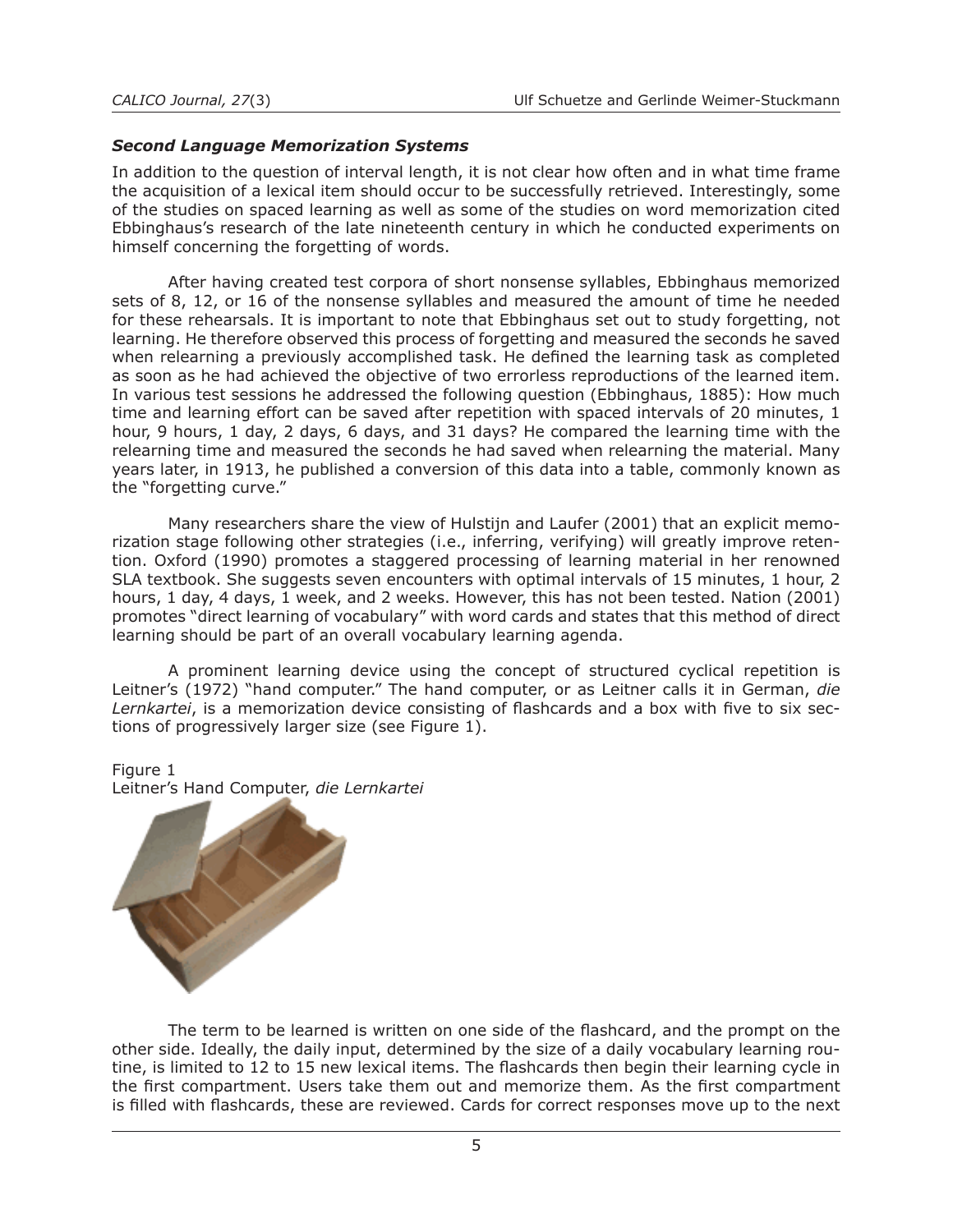### ***Second Language Memorization Systems***

In addition to the question of interval length, it is not clear how often and in what time frame the acquisition of a lexical item should occur to be successfully retrieved. Interestingly, some of the studies on spaced learning as well as some of the studies on word memorization cited Ebbinghaus's research of the late nineteenth century in which he conducted experiments on himself concerning the forgetting of words.

After having created test corpora of short nonsense syllables, Ebbinghaus memorized sets of 8, 12, or 16 of the nonsense syllables and measured the amount of time he needed for these rehearsals. It is important to note that Ebbinghaus set out to study forgetting, not learning. He therefore observed this process of forgetting and measured the seconds he saved when relearning a previously accomplished task. He defined the learning task as completed as soon as he had achieved the objective of two errorless reproductions of the learned item. In various test sessions he addressed the following question (Ebbinghaus, 1885): How much time and learning effort can be saved after repetition with spaced intervals of 20 minutes, 1 hour, 9 hours, 1 day, 2 days, 6 days, and 31 days? He compared the learning time with the relearning time and measured the seconds he had saved when relearning the material. Many years later, in 1913, he published a conversion of this data into a table, commonly known as the "forgetting curve."

Many researchers share the view of Hulstijn and Laufer (2001) that an explicit memorization stage following other strategies (i.e., inferring, verifying) will greatly improve retention. Oxford (1990) promotes a staggered processing of learning material in her renowned SLA textbook. She suggests seven encounters with optimal intervals of 15 minutes, 1 hour, 2 hours, 1 day, 4 days, 1 week, and 2 weeks. However, this has not been tested. Nation (2001) promotes "direct learning of vocabulary" with word cards and states that this method of direct learning should be part of an overall vocabulary learning agenda.

A prominent learning device using the concept of structured cyclical repetition is Leitner's (1972) "hand computer." The hand computer, or as Leitner calls it in German, *die Lernkartei*, is a memorization device consisting of flashcards and a box with five to six sections of progressively larger size (see Figure 1).

Figure 1
Leitner's Hand Computer, *die Lernkartei*

The term to be learned is written on one side of the flashcard, and the prompt on the other side. Ideally, the daily input, determined by the size of a daily vocabulary learning routine, is limited to 12 to 15 new lexical items. The flashcards then begin their learning cycle in the first compartment. Users take them out and memorize them. As the first compartment is filled with flashcards, these are reviewed. Cards for correct responses move up to the next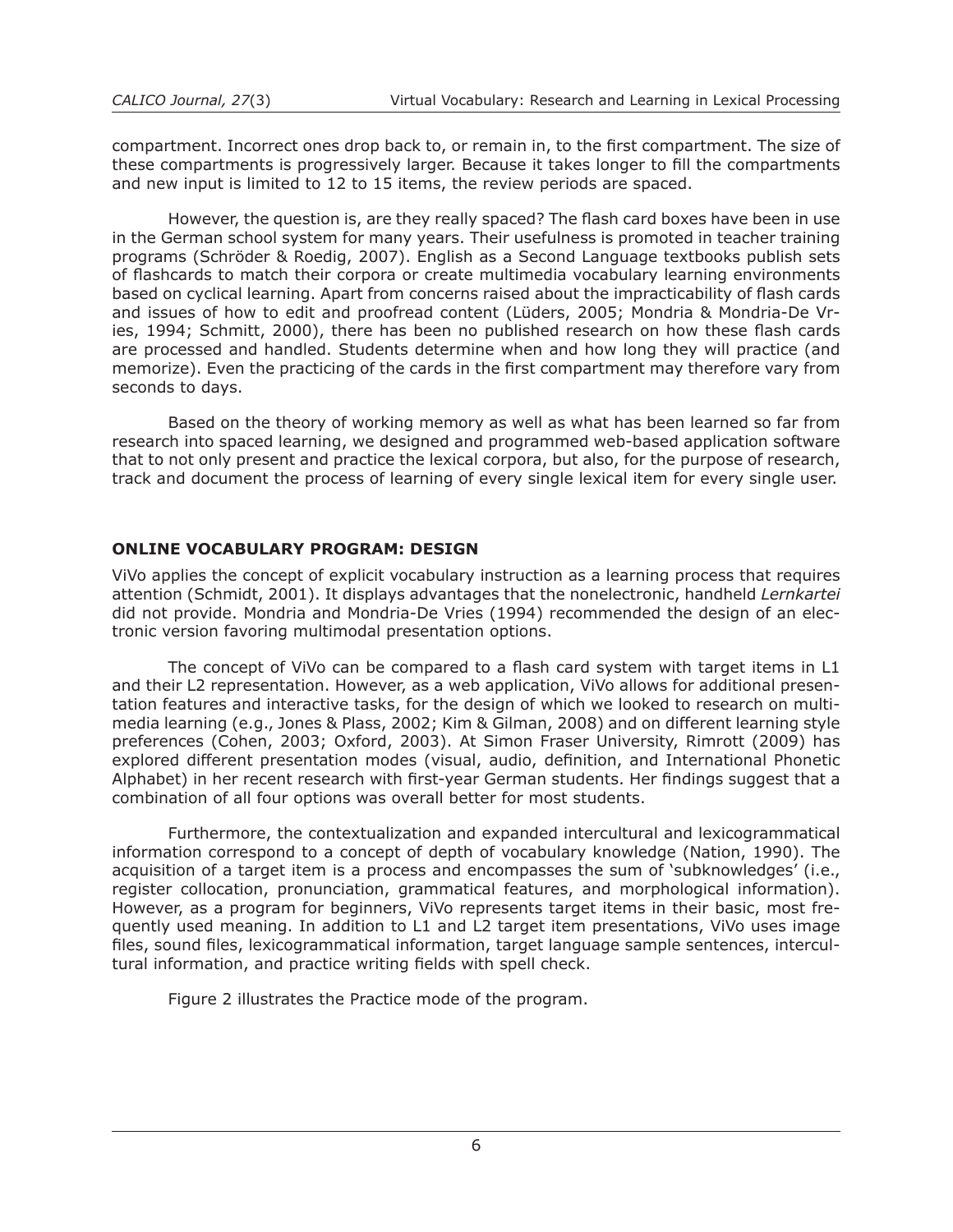compartment. Incorrect ones drop back to, or remain in, to the first compartment. The size of these compartments is progressively larger. Because it takes longer to fill the compartments and new input is limited to 12 to 15 items, the review periods are spaced.

However, the question is, are they really spaced? The flash card boxes have been in use in the German school system for many years. Their usefulness is promoted in teacher training programs (Schröder & Roedig, 2007). English as a Second Language textbooks publish sets of flashcards to match their corpora or create multimedia vocabulary learning environments based on cyclical learning. Apart from concerns raised about the impracticability of flash cards and issues of how to edit and proofread content (Lüders, 2005; Mondria & Mondria-De Vries, 1994; Schmitt, 2000), there has been no published research on how these flash cards are processed and handled. Students determine when and how long they will practice (and memorize). Even the practicing of the cards in the first compartment may therefore vary from seconds to days.

Based on the theory of working memory as well as what has been learned so far from research into spaced learning, we designed and programmed web-based application software that to not only present and practice the lexical corpora, but also, for the purpose of research, track and document the process of learning of every single lexical item for every single user.

## ONLINE VOCABULARY PROGRAM: DESIGN

ViVo applies the concept of explicit vocabulary instruction as a learning process that requires attention (Schmidt, 2001). It displays advantages that the nonelectronic, handheld *Lernkartei* did not provide. Mondria and Mondria-De Vries (1994) recommended the design of an electronic version favoring multimodal presentation options.

The concept of ViVo can be compared to a flash card system with target items in L1 and their L2 representation. However, as a web application, ViVo allows for additional presentation features and interactive tasks, for the design of which we looked to research on multimedia learning (e.g., Jones & Plass, 2002; Kim & Gilman, 2008) and on different learning style preferences (Cohen, 2003; Oxford, 2003). At Simon Fraser University, Rimrott (2009) has explored different presentation modes (visual, audio, definition, and International Phonetic Alphabet) in her recent research with first-year German students. Her findings suggest that a combination of all four options was overall better for most students.

Furthermore, the contextualization and expanded intercultural and lexicogrammatical information correspond to a concept of depth of vocabulary knowledge (Nation, 1990). The acquisition of a target item is a process and encompasses the sum of 'subknowledges' (i.e., register collocation, pronunciation, grammatical features, and morphological information). However, as a program for beginners, ViVo represents target items in their basic, most frequently used meaning. In addition to L1 and L2 target item presentations, ViVo uses image files, sound files, lexicogrammatical information, target language sample sentences, intercultural information, and practice writing fields with spell check.

Figure 2 illustrates the Practice mode of the program.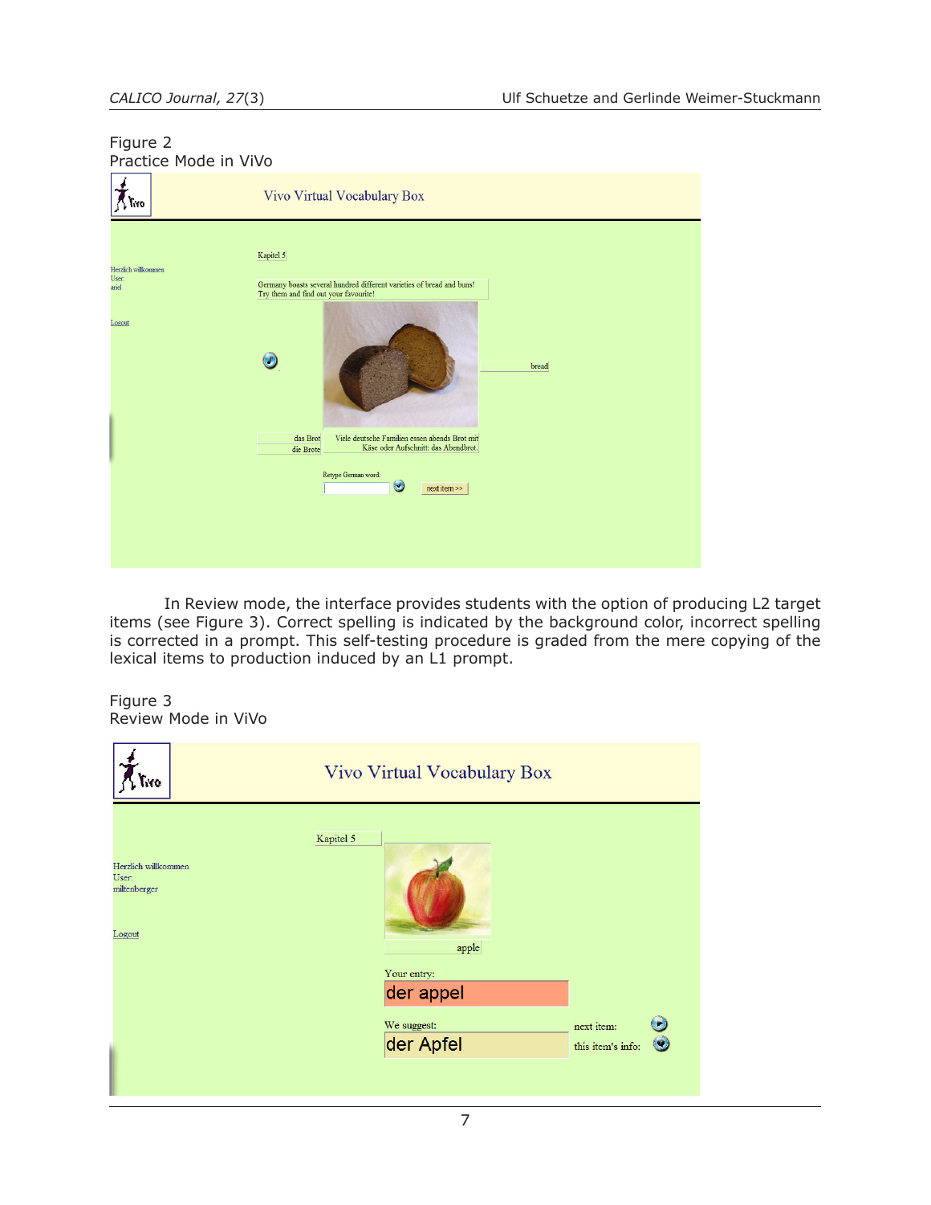Figure 2
Practice Mode in ViVo

In Review mode, the interface provides students with the option of producing L2 target items (see Figure 3). Correct spelling is indicated by the background color, incorrect spelling is corrected in a prompt. This self-testing procedure is graded from the mere copying of the lexical items to production induced by an L1 prompt.

Figure 3
Review Mode in ViVo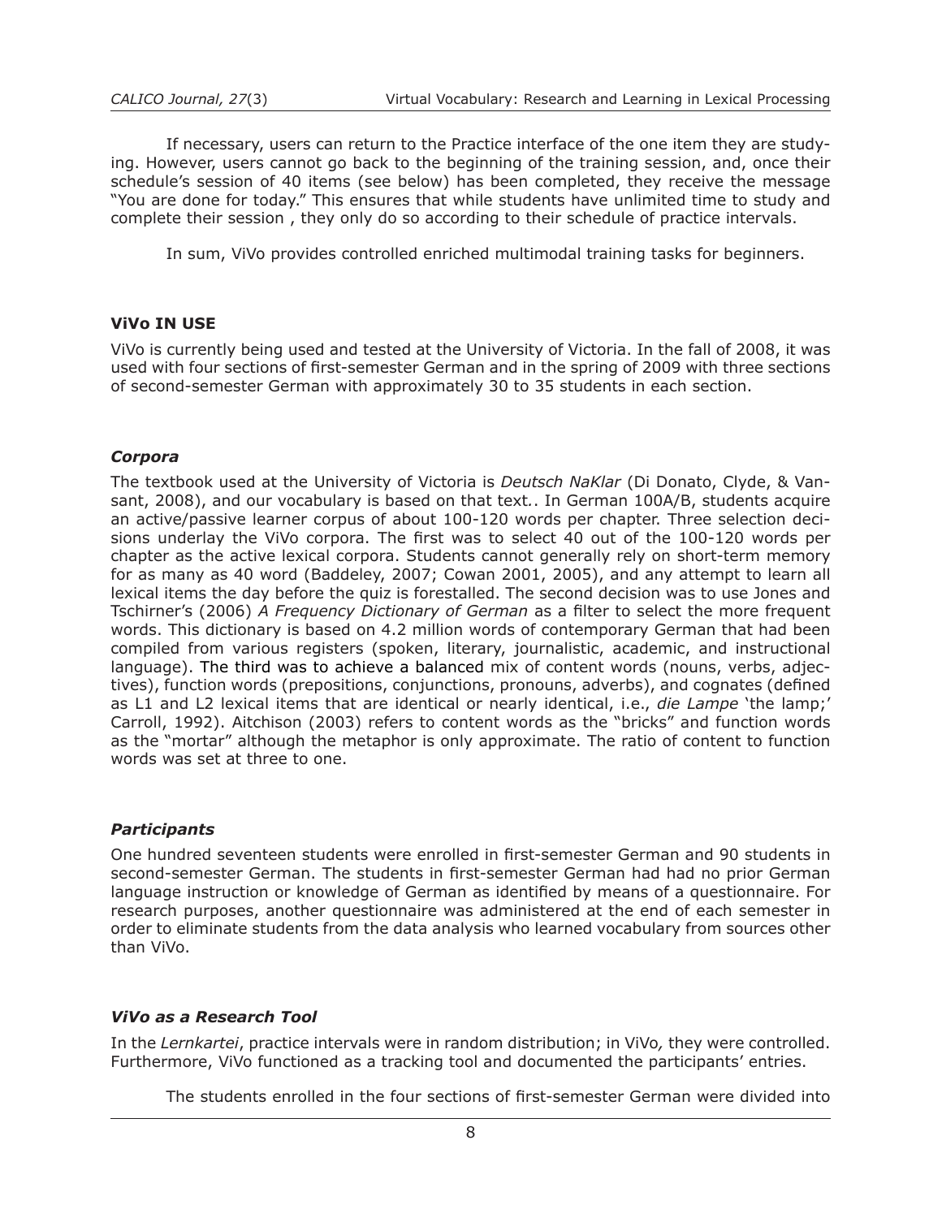If necessary, users can return to the Practice interface of the one item they are studying. However, users cannot go back to the beginning of the training session, and, once their schedule's session of 40 items (see below) has been completed, they receive the message "You are done for today." This ensures that while students have unlimited time to study and complete their session , they only do so according to their schedule of practice intervals.

In sum, ViVo provides controlled enriched multimodal training tasks for beginners.

## ViVo IN USE

ViVo is currently being used and tested at the University of Victoria. In the fall of 2008, it was used with four sections of first-semester German and in the spring of 2009 with three sections of second-semester German with approximately 30 to 35 students in each section.

### *Corpora*

The textbook used at the University of Victoria is *Deutsch NaKlar* (Di Donato, Clyde, & Vansant, 2008), and our vocabulary is based on that text.. In German 100A/B, students acquire an active/passive learner corpus of about 100-120 words per chapter. Three selection decisions underlay the ViVo corpora. The first was to select 40 out of the 100-120 words per chapter as the active lexical corpora. Students cannot generally rely on short-term memory for as many as 40 word (Baddeley, 2007; Cowan 2001, 2005), and any attempt to learn all lexical items the day before the quiz is forestalled. The second decision was to use Jones and Tschirner's (2006) *A Frequency Dictionary of German* as a filter to select the more frequent words. This dictionary is based on 4.2 million words of contemporary German that had been compiled from various registers (spoken, literary, journalistic, academic, and instructional language). The third was to achieve a balanced mix of content words (nouns, verbs, adjectives), function words (prepositions, conjunctions, pronouns, adverbs), and cognates (defined as L1 and L2 lexical items that are identical or nearly identical, i.e., *die Lampe* 'the lamp;' Carroll, 1992). Aitchison (2003) refers to content words as the "bricks" and function words as the "mortar" although the metaphor is only approximate. The ratio of content to function words was set at three to one.

### *Participants*

One hundred seventeen students were enrolled in first-semester German and 90 students in second-semester German. The students in first-semester German had had no prior German language instruction or knowledge of German as identified by means of a questionnaire. For research purposes, another questionnaire was administered at the end of each semester in order to eliminate students from the data analysis who learned vocabulary from sources other than ViVo.

### *ViVo as a Research Tool*

In the *Lernkartei*, practice intervals were in random distribution; in ViVo, they were controlled. Furthermore, ViVo functioned as a tracking tool and documented the participants' entries.

The students enrolled in the four sections of first-semester German were divided into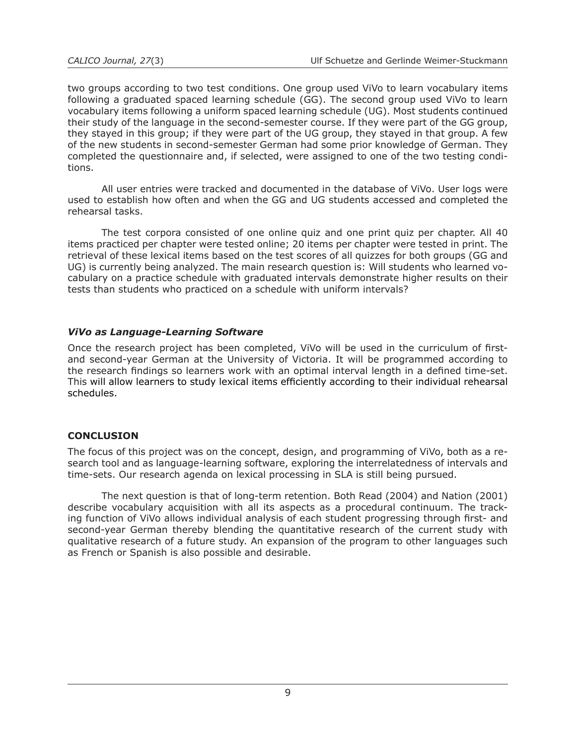two groups according to two test conditions. One group used ViVo to learn vocabulary items following a graduated spaced learning schedule (GG). The second group used ViVo to learn vocabulary items following a uniform spaced learning schedule (UG). Most students continued their study of the language in the second-semester course. If they were part of the GG group, they stayed in this group; if they were part of the UG group, they stayed in that group. A few of the new students in second-semester German had some prior knowledge of German. They completed the questionnaire and, if selected, were assigned to one of the two testing conditions.

All user entries were tracked and documented in the database of ViVo. User logs were used to establish how often and when the GG and UG students accessed and completed the rehearsal tasks.

The test corpora consisted of one online quiz and one print quiz per chapter. All 40 items practiced per chapter were tested online; 20 items per chapter were tested in print. The retrieval of these lexical items based on the test scores of all quizzes for both groups (GG and UG) is currently being analyzed. The main research question is: Will students who learned vocabulary on a practice schedule with graduated intervals demonstrate higher results on their tests than students who practiced on a schedule with uniform intervals?

### *ViVo as Language-Learning Software*

Once the research project has been completed, ViVo will be used in the curriculum of first- and second-year German at the University of Victoria. It will be programmed according to the research findings so learners work with an optimal interval length in a defined time-set. This will allow learners to study lexical items efficiently according to their individual rehearsal schedules.

## CONCLUSION

The focus of this project was on the concept, design, and programming of ViVo, both as a research tool and as language-learning software, exploring the interrelatedness of intervals and time-sets. Our research agenda on lexical processing in SLA is still being pursued.

The next question is that of long-term retention. Both Read (2004) and Nation (2001) describe vocabulary acquisition with all its aspects as a procedural continuum. The tracking function of ViVo allows individual analysis of each student progressing through first- and second-year German thereby blending the quantitative research of the current study with qualitative research of a future study. An expansion of the program to other languages such as French or Spanish is also possible and desirable.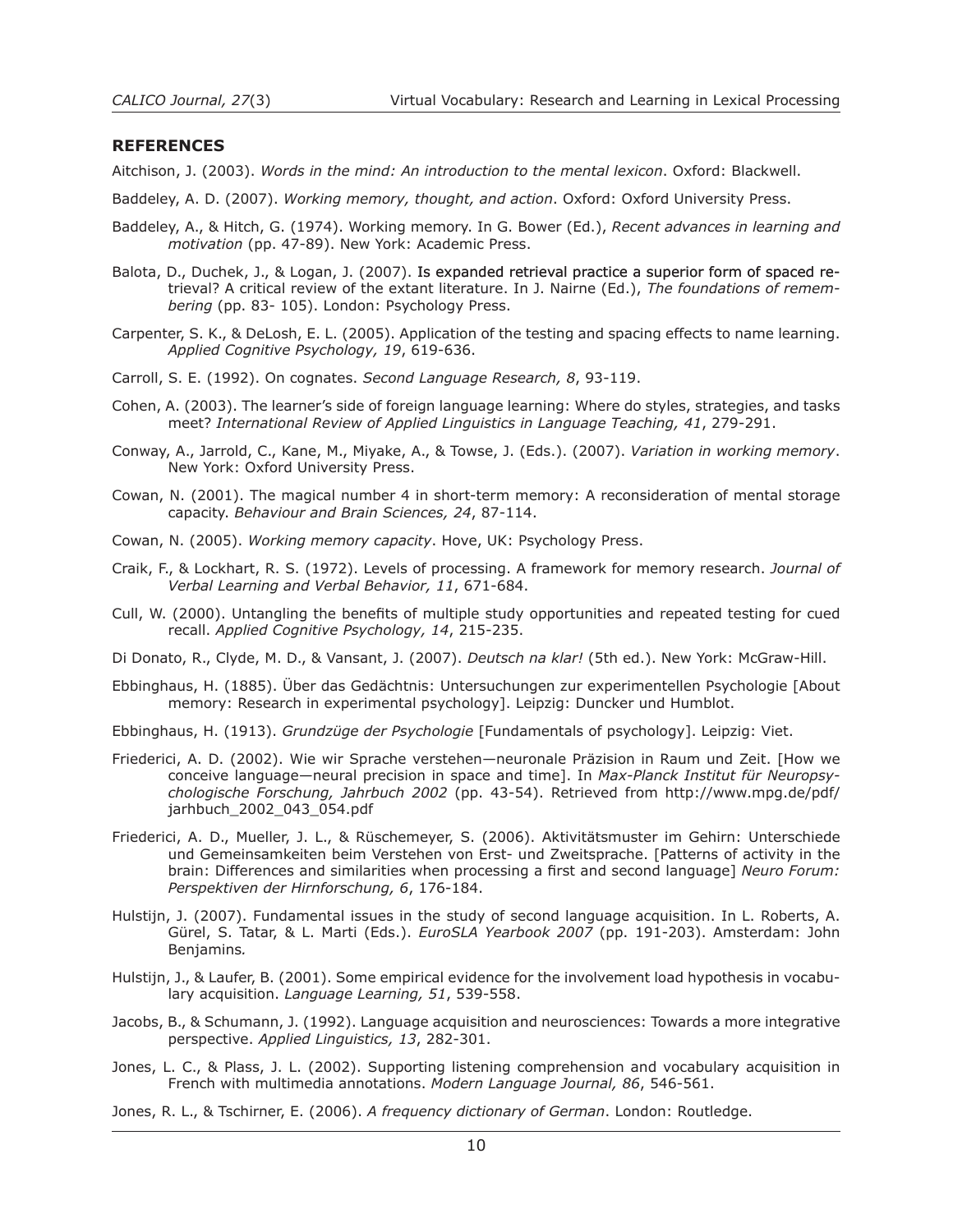## REFERENCES

Aitchison, J. (2003). *Words in the mind: An introduction to the mental lexicon*. Oxford: Blackwell.

Baddeley, A. D. (2007). *Working memory, thought, and action*. Oxford: Oxford University Press.

Baddeley, A., & Hitch, G. (1974). Working memory. In G. Bower (Ed.), *Recent advances in learning and motivation* (pp. 47-89). New York: Academic Press.

Balota, D., Duchek, J., & Logan, J. (2007). Is expanded retrieval practice a superior form of spaced retrieval? A critical review of the extant literature. In J. Nairne (Ed.), *The foundations of remembering* (pp. 83- 105). London: Psychology Press.

Carpenter, S. K., & DeLosh, E. L. (2005). Application of the testing and spacing effects to name learning. *Applied Cognitive Psychology, 19*, 619-636.

Carroll, S. E. (1992). On cognates. *Second Language Research, 8*, 93-119.

Cohen, A. (2003). The learner's side of foreign language learning: Where do styles, strategies, and tasks meet? *International Review of Applied Linguistics in Language Teaching, 41*, 279-291.

Conway, A., Jarrold, C., Kane, M., Miyake, A., & Towse, J. (Eds.). (2007). *Variation in working memory*. New York: Oxford University Press.

Cowan, N. (2001). The magical number 4 in short-term memory: A reconsideration of mental storage capacity. *Behaviour and Brain Sciences, 24*, 87-114.

Cowan, N. (2005). *Working memory capacity*. Hove, UK: Psychology Press.

Craik, F., & Lockhart, R. S. (1972). Levels of processing. A framework for memory research. *Journal of Verbal Learning and Verbal Behavior, 11*, 671-684.

Cull, W. (2000). Untangling the benefits of multiple study opportunities and repeated testing for cued recall. *Applied Cognitive Psychology, 14*, 215-235.

Di Donato, R., Clyde, M. D., & Vansant, J. (2007). *Deutsch na klar!* (5th ed.). New York: McGraw-Hill.

Ebbinghaus, H. (1885). Über das Gedächtnis: Untersuchungen zur experimentellen Psychologie [About memory: Research in experimental psychology]. Leipzig: Duncker und Humblot.

Ebbinghaus, H. (1913). *Grundzüge der Psychologie* [Fundamentals of psychology]. Leipzig: Viet.

Friederici, A. D. (2002). Wie wir Sprache verstehen—neuronale Präzision in Raum und Zeit. [How we conceive language—neural precision in space and time]. In *Max-Planck Institut für Neuropsychologische Forschung, Jahrbuch 2002* (pp. 43-54). Retrieved from http://www.mpg.de/pdf/jarhbuch_2002_043_054.pdf

Friederici, A. D., Mueller, J. L., & Rüschemeyer, S. (2006). Aktivitätsmuster im Gehirn: Unterschiede und Gemeinsamkeiten beim Verstehen von Erst- und Zweitsprache. [Patterns of activity in the brain: Differences and similarities when processing a first and second language] *Neuro Forum: Perspektiven der Hirnforschung, 6*, 176-184.

Hulstijn, J. (2007). Fundamental issues in the study of second language acquisition. In L. Roberts, A. Gürel, S. Tatar, & L. Marti (Eds.). *EuroSLA Yearbook 2007* (pp. 191-203). Amsterdam: John Benjamins.

Hulstijn, J., & Laufer, B. (2001). Some empirical evidence for the involvement load hypothesis in vocabulary acquisition. *Language Learning, 51*, 539-558.

Jacobs, B., & Schumann, J. (1992). Language acquisition and neurosciences: Towards a more integrative perspective. *Applied Linguistics, 13*, 282-301.

Jones, L. C., & Plass, J. L. (2002). Supporting listening comprehension and vocabulary acquisition in French with multimedia annotations. *Modern Language Journal, 86*, 546-561.

Jones, R. L., & Tschirner, E. (2006). *A frequency dictionary of German*. London: Routledge.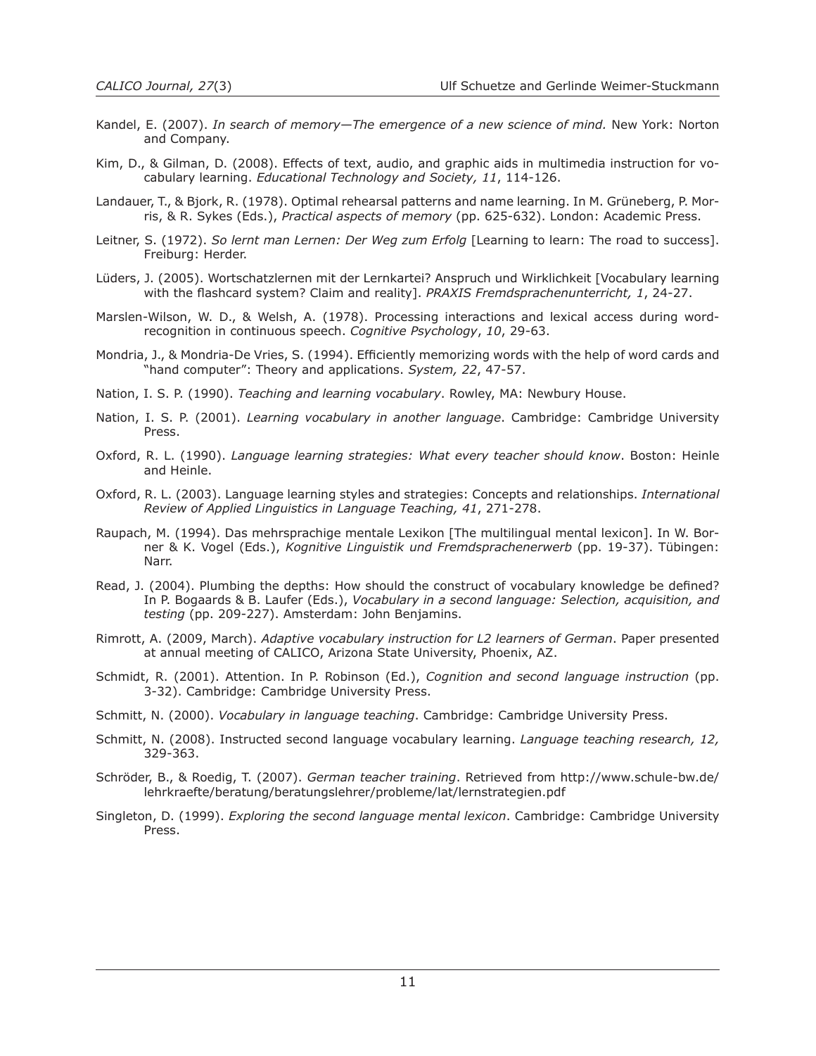Kandel, E. (2007). *In search of memory—The emergence of a new science of mind.* New York: Norton and Company.

Kim, D., & Gilman, D. (2008). Effects of text, audio, and graphic aids in multimedia instruction for vocabulary learning. *Educational Technology and Society, 11*, 114-126.

Landauer, T., & Bjork, R. (1978). Optimal rehearsal patterns and name learning. In M. Grüneberg, P. Morris, & R. Sykes (Eds.), *Practical aspects of memory* (pp. 625-632). London: Academic Press.

Leitner, S. (1972). *So lernt man Lernen: Der Weg zum Erfolg* [Learning to learn: The road to success]. Freiburg: Herder.

Lüders, J. (2005). Wortschatzlernen mit der Lernkartei? Anspruch und Wirklichkeit [Vocabulary learning with the flashcard system? Claim and reality]. *PRAXIS Fremdsprachenunterricht, 1*, 24-27.

Marslen-Wilson, W. D., & Welsh, A. (1978). Processing interactions and lexical access during word-recognition in continuous speech. *Cognitive Psychology*, *10*, 29-63.

Mondria, J., & Mondria-De Vries, S. (1994). Efficiently memorizing words with the help of word cards and "hand computer": Theory and applications. *System, 22*, 47-57.

Nation, I. S. P. (1990). *Teaching and learning vocabulary*. Rowley, MA: Newbury House.

Nation, I. S. P. (2001). *Learning vocabulary in another language*. Cambridge: Cambridge University Press.

Oxford, R. L. (1990). *Language learning strategies: What every teacher should know*. Boston: Heinle and Heinle.

Oxford, R. L. (2003). Language learning styles and strategies: Concepts and relationships. *International Review of Applied Linguistics in Language Teaching, 41*, 271-278.

Raupach, M. (1994). Das mehrsprachige mentale Lexikon [The multilingual mental lexicon]. In W. Borner & K. Vogel (Eds.), *Kognitive Linguistik und Fremdsprachenerwerb* (pp. 19-37). Tübingen: Narr.

Read, J. (2004). Plumbing the depths: How should the construct of vocabulary knowledge be defined? In P. Bogaards & B. Laufer (Eds.), *Vocabulary in a second language: Selection, acquisition, and testing* (pp. 209-227). Amsterdam: John Benjamins.

Rimrott, A. (2009, March). *Adaptive vocabulary instruction for L2 learners of German*. Paper presented at annual meeting of CALICO, Arizona State University, Phoenix, AZ.

Schmidt, R. (2001). Attention. In P. Robinson (Ed.), *Cognition and second language instruction* (pp. 3-32). Cambridge: Cambridge University Press.

Schmitt, N. (2000). *Vocabulary in language teaching*. Cambridge: Cambridge University Press.

Schmitt, N. (2008). Instructed second language vocabulary learning. *Language teaching research, 12,* 329-363.

Schröder, B., & Roedig, T. (2007). *German teacher training*. Retrieved from http://www.schule-bw.de/lehrkraefte/beratung/beratungslehrer/probleme/lat/lernstrategien.pdf

Singleton, D. (1999). *Exploring the second language mental lexicon*. Cambridge: Cambridge University Press.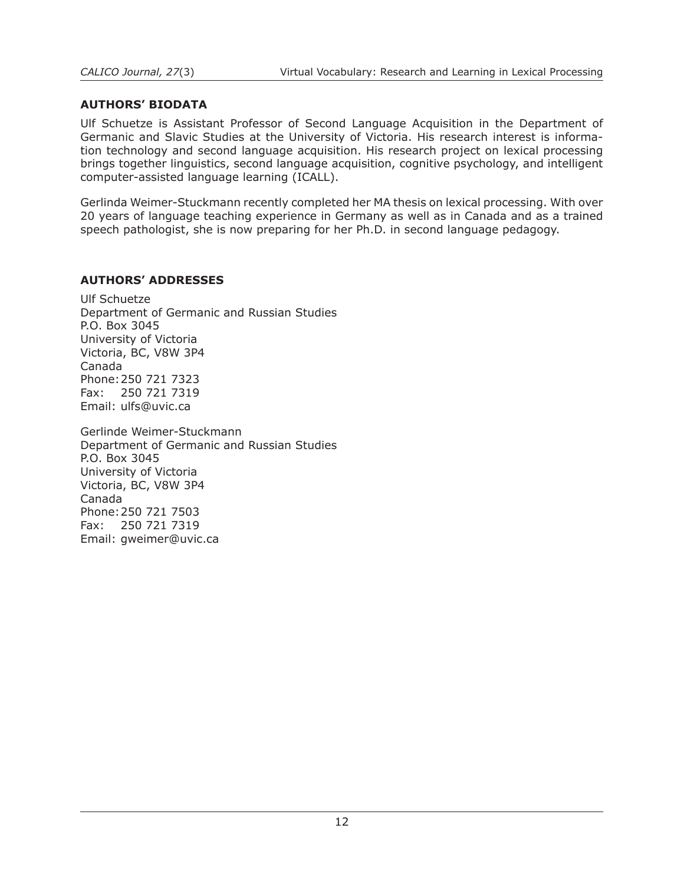## AUTHORS' BIODATA

Ulf Schuetze is Assistant Professor of Second Language Acquisition in the Department of Germanic and Slavic Studies at the University of Victoria. His research interest is information technology and second language acquisition. His research project on lexical processing brings together linguistics, second language acquisition, cognitive psychology, and intelligent computer-assisted language learning (ICALL).

Gerlinda Weimer-Stuckmann recently completed her MA thesis on lexical processing. With over 20 years of language teaching experience in Germany as well as in Canada and as a trained speech pathologist, she is now preparing for her Ph.D. in second language pedagogy.

## AUTHORS' ADDRESSES

Ulf Schuetze
Department of Germanic and Russian Studies
P.O. Box 3045
University of Victoria
Victoria, BC, V8W 3P4
Canada
Phone: 250 721 7323
Fax: 250 721 7319
Email: ulfs@uvic.ca

Gerlinde Weimer-Stuckmann
Department of Germanic and Russian Studies
P.O. Box 3045
University of Victoria
Victoria, BC, V8W 3P4
Canada
Phone: 250 721 7503
Fax: 250 721 7319
Email: gweimer@uvic.ca